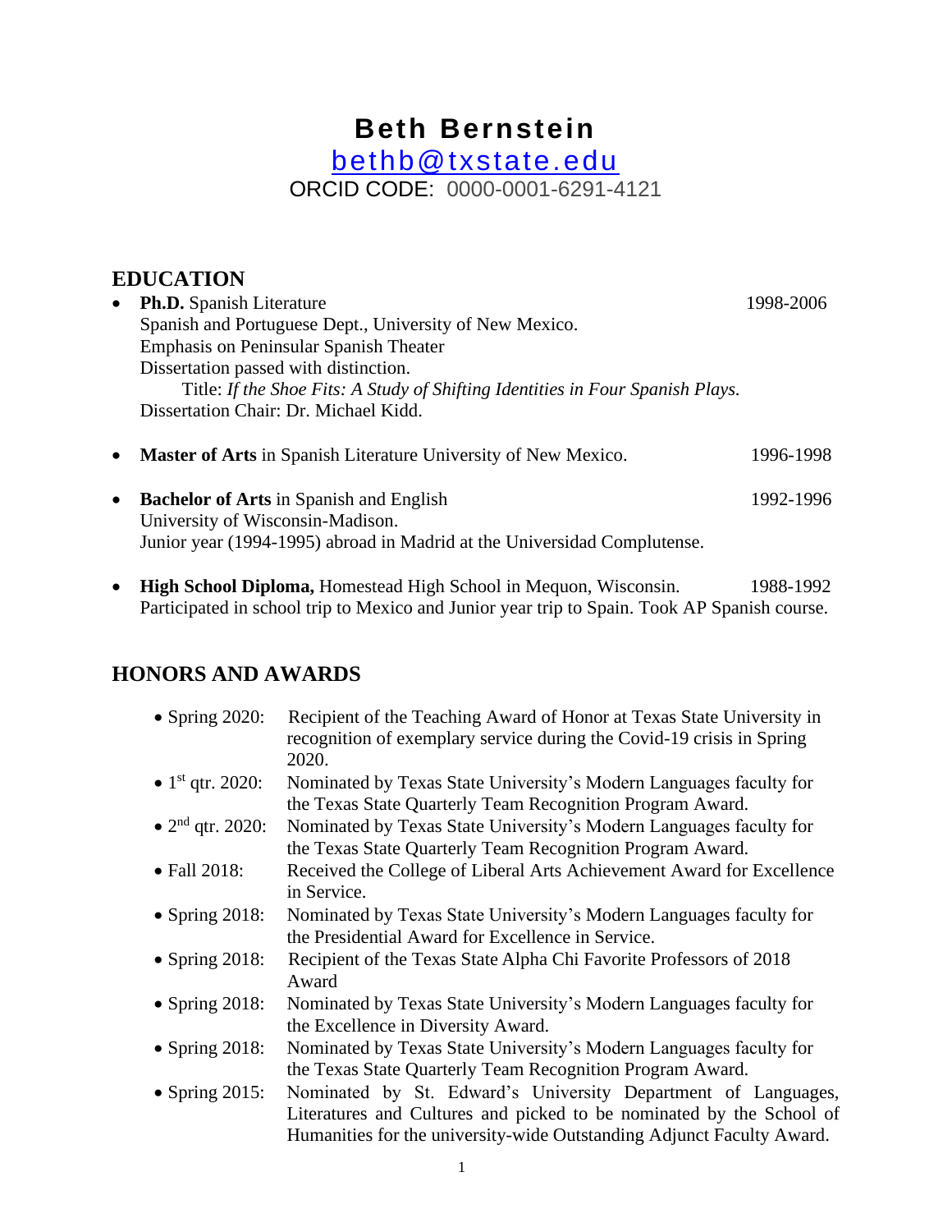# Beth Bernstein

bethb@txstate.edu

ORCID CODE: 0000-0001-6291-4121

## EDUCATION

- **Ph.D.** Spanish Literature 1998-2006
  Spanish and Portuguese Dept., University of New Mexico.
  Emphasis on Peninsular Spanish Theater
  Dissertation passed with distinction.
  Title: *If the Shoe Fits: A Study of Shifting Identities in Four Spanish Plays.*
  Dissertation Chair: Dr. Michael Kidd.

- **Master of Arts** in Spanish Literature University of New Mexico. 1996-1998

- **Bachelor of Arts** in Spanish and English 1992-1996
  University of Wisconsin-Madison.
  Junior year (1994-1995) abroad in Madrid at the Universidad Complutense.

- **High School Diploma,** Homestead High School in Mequon, Wisconsin. 1988-1992
  Participated in school trip to Mexico and Junior year trip to Spain. Took AP Spanish course.

## HONORS AND AWARDS

- Spring 2020: Recipient of the Teaching Award of Honor at Texas State University in recognition of exemplary service during the Covid-19 crisis in Spring 2020.
- 1st qtr. 2020: Nominated by Texas State University's Modern Languages faculty for the Texas State Quarterly Team Recognition Program Award.
- 2nd qtr. 2020: Nominated by Texas State University's Modern Languages faculty for the Texas State Quarterly Team Recognition Program Award.
- Fall 2018: Received the College of Liberal Arts Achievement Award for Excellence in Service.
- Spring 2018: Nominated by Texas State University's Modern Languages faculty for the Presidential Award for Excellence in Service.
- Spring 2018: Recipient of the Texas State Alpha Chi Favorite Professors of 2018 Award
- Spring 2018: Nominated by Texas State University's Modern Languages faculty for the Excellence in Diversity Award.
- Spring 2018: Nominated by Texas State University's Modern Languages faculty for the Texas State Quarterly Team Recognition Program Award.
- Spring 2015: Nominated by St. Edward's University Department of Languages, Literatures and Cultures and picked to be nominated by the School of Humanities for the university-wide Outstanding Adjunct Faculty Award.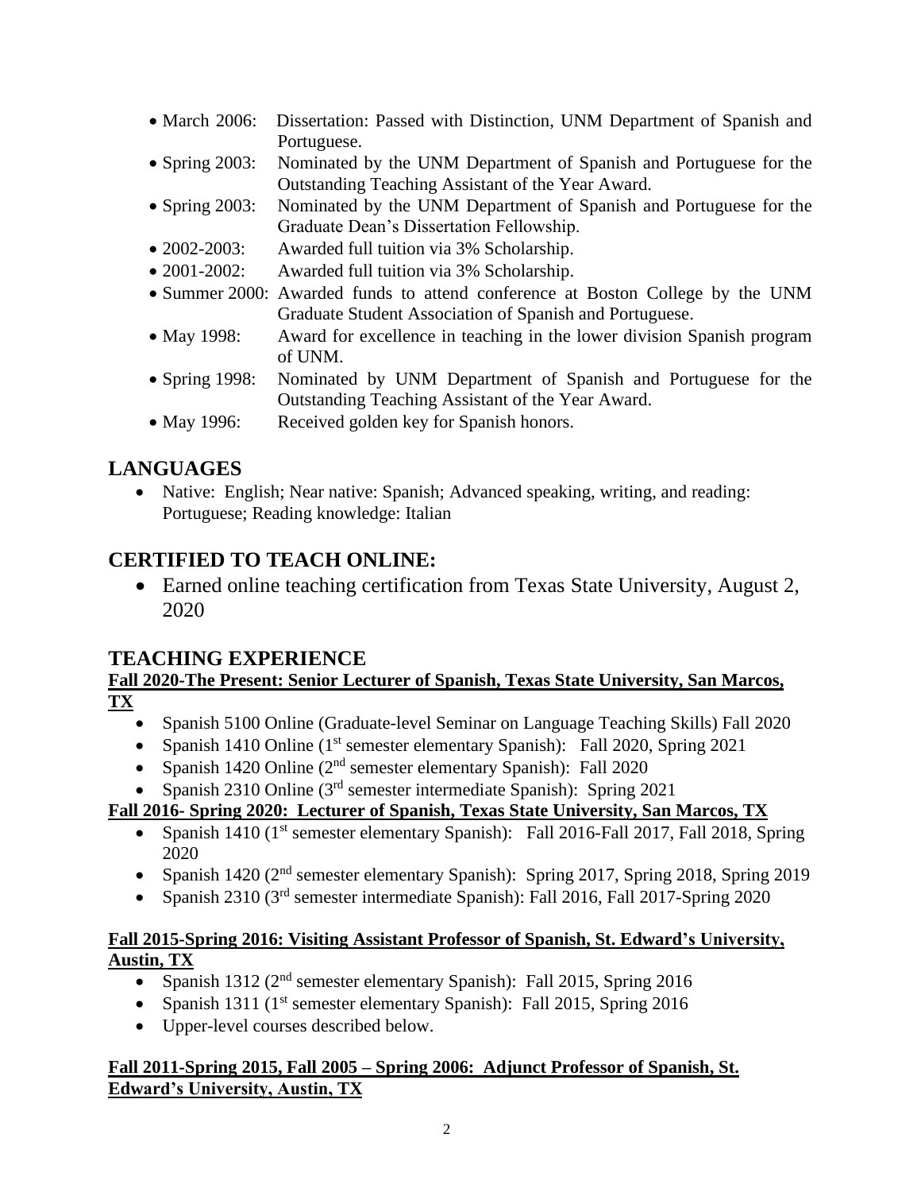- March 2006: Dissertation: Passed with Distinction, UNM Department of Spanish and Portuguese.
- Spring 2003: Nominated by the UNM Department of Spanish and Portuguese for the Outstanding Teaching Assistant of the Year Award.
- Spring 2003: Nominated by the UNM Department of Spanish and Portuguese for the Graduate Dean's Dissertation Fellowship.
- 2002-2003: Awarded full tuition via 3% Scholarship.
- 2001-2002: Awarded full tuition via 3% Scholarship.
- Summer 2000: Awarded funds to attend conference at Boston College by the UNM Graduate Student Association of Spanish and Portuguese.
- May 1998: Award for excellence in teaching in the lower division Spanish program of UNM.
- Spring 1998: Nominated by UNM Department of Spanish and Portuguese for the Outstanding Teaching Assistant of the Year Award.
- May 1996: Received golden key for Spanish honors.

## LANGUAGES

- Native: English; Near native: Spanish; Advanced speaking, writing, and reading: Portuguese; Reading knowledge: Italian

## CERTIFIED TO TEACH ONLINE:

- Earned online teaching certification from Texas State University, August 2, 2020

## TEACHING EXPERIENCE

**Fall 2020-The Present: Senior Lecturer of Spanish, Texas State University, San Marcos, TX**

- Spanish 5100 Online (Graduate-level Seminar on Language Teaching Skills) Fall 2020
- Spanish 1410 Online (1st semester elementary Spanish): Fall 2020, Spring 2021
- Spanish 1420 Online (2nd semester elementary Spanish): Fall 2020
- Spanish 2310 Online (3rd semester intermediate Spanish): Spring 2021

**Fall 2016- Spring 2020: Lecturer of Spanish, Texas State University, San Marcos, TX**

- Spanish 1410 (1st semester elementary Spanish): Fall 2016-Fall 2017, Fall 2018, Spring 2020
- Spanish 1420 (2nd semester elementary Spanish): Spring 2017, Spring 2018, Spring 2019
- Spanish 2310 (3rd semester intermediate Spanish): Fall 2016, Fall 2017-Spring 2020

**Fall 2015-Spring 2016: Visiting Assistant Professor of Spanish, St. Edward's University, Austin, TX**

- Spanish 1312 (2nd semester elementary Spanish): Fall 2015, Spring 2016
- Spanish 1311 (1st semester elementary Spanish): Fall 2015, Spring 2016
- Upper-level courses described below.

**Fall 2011-Spring 2015, Fall 2005 – Spring 2006: Adjunct Professor of Spanish, St. Edward's University, Austin, TX**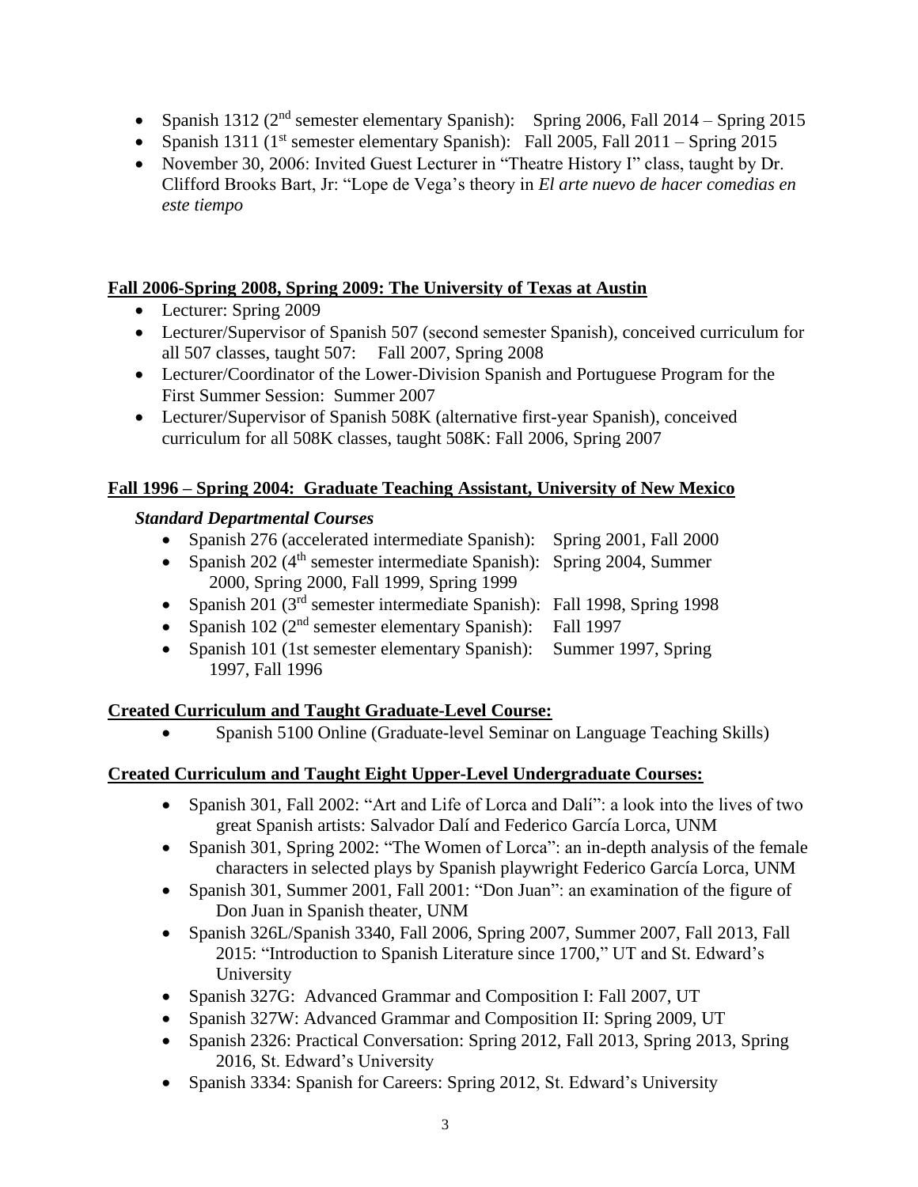- Spanish 1312 (2nd semester elementary Spanish): Spring 2006, Fall 2014 – Spring 2015
- Spanish 1311 (1st semester elementary Spanish): Fall 2005, Fall 2011 – Spring 2015
- November 30, 2006: Invited Guest Lecturer in "Theatre History I" class, taught by Dr. Clifford Brooks Bart, Jr: "Lope de Vega's theory in *El arte nuevo de hacer comedias en este tiempo*

**<u>Fall 2006-Spring 2008, Spring 2009: The University of Texas at Austin</u>**

- Lecturer: Spring 2009
- Lecturer/Supervisor of Spanish 507 (second semester Spanish), conceived curriculum for all 507 classes, taught 507: Fall 2007, Spring 2008
- Lecturer/Coordinator of the Lower-Division Spanish and Portuguese Program for the First Summer Session: Summer 2007
- Lecturer/Supervisor of Spanish 508K (alternative first-year Spanish), conceived curriculum for all 508K classes, taught 508K: Fall 2006, Spring 2007

**<u>Fall 1996 – Spring 2004: Graduate Teaching Assistant, University of New Mexico</u>**

***Standard Departmental Courses***

- Spanish 276 (accelerated intermediate Spanish): Spring 2001, Fall 2000
- Spanish 202 (4th semester intermediate Spanish): Spring 2004, Summer 2000, Spring 2000, Fall 1999, Spring 1999
- Spanish 201 (3rd semester intermediate Spanish): Fall 1998, Spring 1998
- Spanish 102 (2nd semester elementary Spanish): Fall 1997
- Spanish 101 (1st semester elementary Spanish): Summer 1997, Spring 1997, Fall 1996

**<u>Created Curriculum and Taught Graduate-Level Course:</u>**

- Spanish 5100 Online (Graduate-level Seminar on Language Teaching Skills)

**<u>Created Curriculum and Taught Eight Upper-Level Undergraduate Courses:</u>**

- Spanish 301, Fall 2002: "Art and Life of Lorca and Dalí": a look into the lives of two great Spanish artists: Salvador Dalí and Federico García Lorca, UNM
- Spanish 301, Spring 2002: "The Women of Lorca": an in-depth analysis of the female characters in selected plays by Spanish playwright Federico García Lorca, UNM
- Spanish 301, Summer 2001, Fall 2001: "Don Juan": an examination of the figure of Don Juan in Spanish theater, UNM
- Spanish 326L/Spanish 3340, Fall 2006, Spring 2007, Summer 2007, Fall 2013, Fall 2015: "Introduction to Spanish Literature since 1700," UT and St. Edward's University
- Spanish 327G: Advanced Grammar and Composition I: Fall 2007, UT
- Spanish 327W: Advanced Grammar and Composition II: Spring 2009, UT
- Spanish 2326: Practical Conversation: Spring 2012, Fall 2013, Spring 2013, Spring 2016, St. Edward's University
- Spanish 3334: Spanish for Careers: Spring 2012, St. Edward's University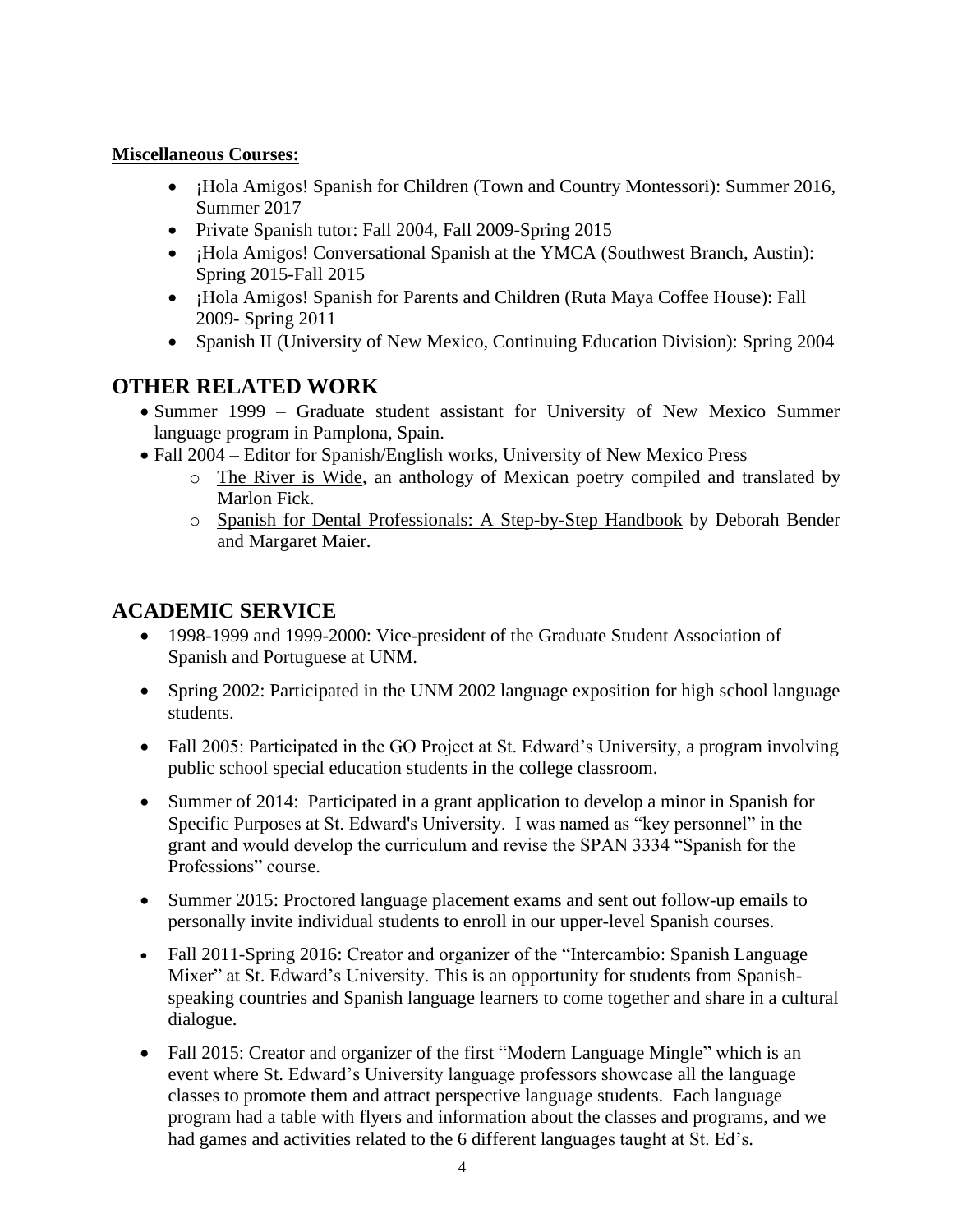**Miscellaneous Courses:**

- ¡Hola Amigos! Spanish for Children (Town and Country Montessori): Summer 2016, Summer 2017
- Private Spanish tutor: Fall 2004, Fall 2009-Spring 2015
- ¡Hola Amigos! Conversational Spanish at the YMCA (Southwest Branch, Austin): Spring 2015-Fall 2015
- ¡Hola Amigos! Spanish for Parents and Children (Ruta Maya Coffee House): Fall 2009- Spring 2011
- Spanish II (University of New Mexico, Continuing Education Division): Spring 2004

## OTHER RELATED WORK

- Summer 1999 – Graduate student assistant for University of New Mexico Summer language program in Pamplona, Spain.
- Fall 2004 – Editor for Spanish/English works, University of New Mexico Press
  - The River is Wide, an anthology of Mexican poetry compiled and translated by Marlon Fick.
  - Spanish for Dental Professionals: A Step-by-Step Handbook by Deborah Bender and Margaret Maier.

## ACADEMIC SERVICE

- 1998-1999 and 1999-2000: Vice-president of the Graduate Student Association of Spanish and Portuguese at UNM.
- Spring 2002: Participated in the UNM 2002 language exposition for high school language students.
- Fall 2005: Participated in the GO Project at St. Edward's University, a program involving public school special education students in the college classroom.
- Summer of 2014: Participated in a grant application to develop a minor in Spanish for Specific Purposes at St. Edward's University. I was named as "key personnel" in the grant and would develop the curriculum and revise the SPAN 3334 "Spanish for the Professions" course.
- Summer 2015: Proctored language placement exams and sent out follow-up emails to personally invite individual students to enroll in our upper-level Spanish courses.
- Fall 2011-Spring 2016: Creator and organizer of the "Intercambio: Spanish Language Mixer" at St. Edward's University. This is an opportunity for students from Spanish-speaking countries and Spanish language learners to come together and share in a cultural dialogue.
- Fall 2015: Creator and organizer of the first "Modern Language Mingle" which is an event where St. Edward's University language professors showcase all the language classes to promote them and attract perspective language students. Each language program had a table with flyers and information about the classes and programs, and we had games and activities related to the 6 different languages taught at St. Ed's.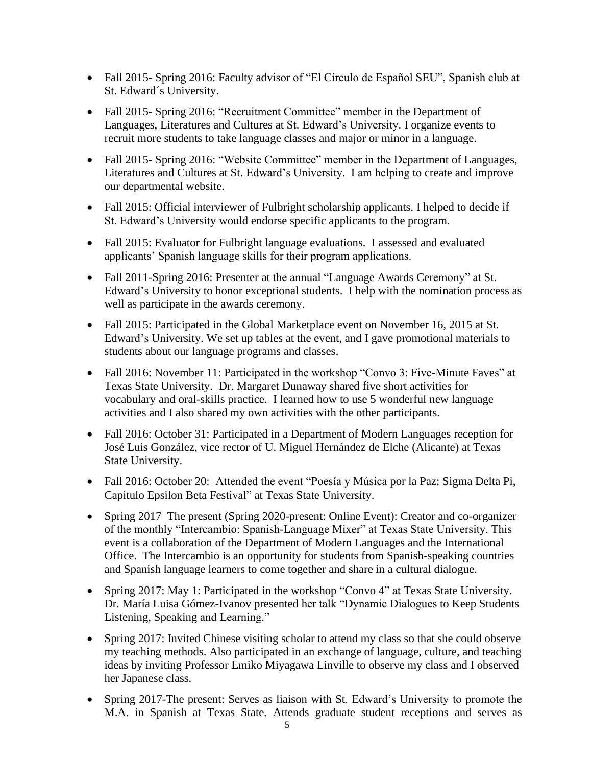- Fall 2015- Spring 2016: Faculty advisor of "El Círculo de Español SEU", Spanish club at St. Edward´s University.
- Fall 2015- Spring 2016: "Recruitment Committee" member in the Department of Languages, Literatures and Cultures at St. Edward's University. I organize events to recruit more students to take language classes and major or minor in a language.
- Fall 2015- Spring 2016: "Website Committee" member in the Department of Languages, Literatures and Cultures at St. Edward's University. I am helping to create and improve our departmental website.
- Fall 2015: Official interviewer of Fulbright scholarship applicants. I helped to decide if St. Edward's University would endorse specific applicants to the program.
- Fall 2015: Evaluator for Fulbright language evaluations. I assessed and evaluated applicants' Spanish language skills for their program applications.
- Fall 2011-Spring 2016: Presenter at the annual "Language Awards Ceremony" at St. Edward's University to honor exceptional students. I help with the nomination process as well as participate in the awards ceremony.
- Fall 2015: Participated in the Global Marketplace event on November 16, 2015 at St. Edward's University. We set up tables at the event, and I gave promotional materials to students about our language programs and classes.
- Fall 2016: November 11: Participated in the workshop "Convo 3: Five-Minute Faves" at Texas State University. Dr. Margaret Dunaway shared five short activities for vocabulary and oral-skills practice. I learned how to use 5 wonderful new language activities and I also shared my own activities with the other participants.
- Fall 2016: October 31: Participated in a Department of Modern Languages reception for José Luis González, vice rector of U. Miguel Hernández de Elche (Alicante) at Texas State University.
- Fall 2016: October 20: Attended the event "Poesía y Música por la Paz: Sigma Delta Pi, Capitulo Epsilon Beta Festival" at Texas State University.
- Spring 2017–The present (Spring 2020-present: Online Event): Creator and co-organizer of the monthly "Intercambio: Spanish-Language Mixer" at Texas State University. This event is a collaboration of the Department of Modern Languages and the International Office. The Intercambio is an opportunity for students from Spanish-speaking countries and Spanish language learners to come together and share in a cultural dialogue.
- Spring 2017: May 1: Participated in the workshop "Convo 4" at Texas State University. Dr. María Luisa Gómez-Ivanov presented her talk "Dynamic Dialogues to Keep Students Listening, Speaking and Learning."
- Spring 2017: Invited Chinese visiting scholar to attend my class so that she could observe my teaching methods. Also participated in an exchange of language, culture, and teaching ideas by inviting Professor Emiko Miyagawa Linville to observe my class and I observed her Japanese class.
- Spring 2017-The present: Serves as liaison with St. Edward's University to promote the M.A. in Spanish at Texas State. Attends graduate student receptions and serves as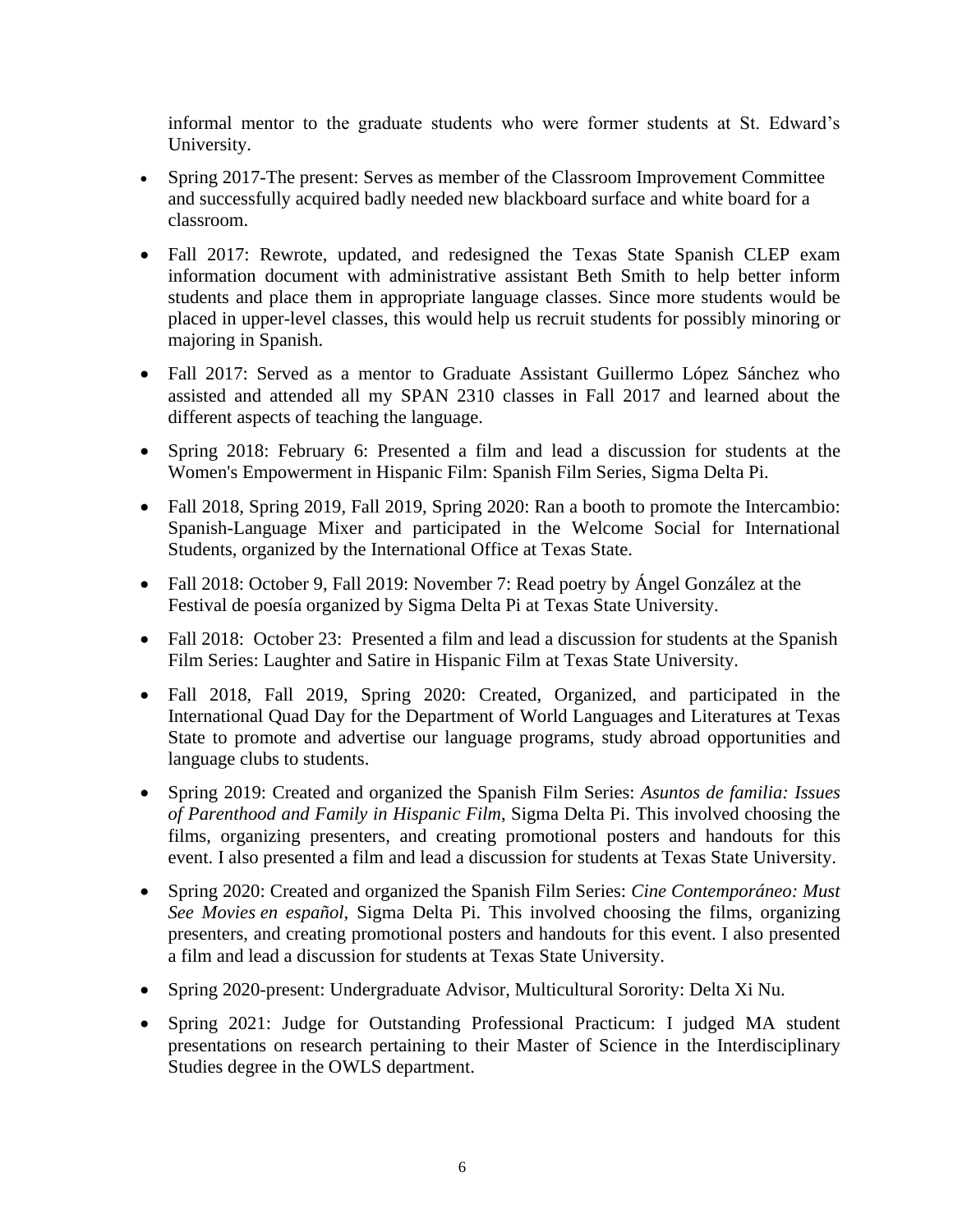informal mentor to the graduate students who were former students at St. Edward's University.

- Spring 2017-The present: Serves as member of the Classroom Improvement Committee and successfully acquired badly needed new blackboard surface and white board for a classroom.
- Fall 2017: Rewrote, updated, and redesigned the Texas State Spanish CLEP exam information document with administrative assistant Beth Smith to help better inform students and place them in appropriate language classes. Since more students would be placed in upper-level classes, this would help us recruit students for possibly minoring or majoring in Spanish.
- Fall 2017: Served as a mentor to Graduate Assistant Guillermo López Sánchez who assisted and attended all my SPAN 2310 classes in Fall 2017 and learned about the different aspects of teaching the language.
- Spring 2018: February 6: Presented a film and lead a discussion for students at the Women's Empowerment in Hispanic Film: Spanish Film Series, Sigma Delta Pi.
- Fall 2018, Spring 2019, Fall 2019, Spring 2020: Ran a booth to promote the Intercambio: Spanish-Language Mixer and participated in the Welcome Social for International Students, organized by the International Office at Texas State.
- Fall 2018: October 9, Fall 2019: November 7: Read poetry by Ángel González at the Festival de poesía organized by Sigma Delta Pi at Texas State University.
- Fall 2018: October 23: Presented a film and lead a discussion for students at the Spanish Film Series: Laughter and Satire in Hispanic Film at Texas State University.
- Fall 2018, Fall 2019, Spring 2020: Created, Organized, and participated in the International Quad Day for the Department of World Languages and Literatures at Texas State to promote and advertise our language programs, study abroad opportunities and language clubs to students.
- Spring 2019: Created and organized the Spanish Film Series: *Asuntos de familia: Issues of Parenthood and Family in Hispanic Film*, Sigma Delta Pi. This involved choosing the films, organizing presenters, and creating promotional posters and handouts for this event. I also presented a film and lead a discussion for students at Texas State University.
- Spring 2020: Created and organized the Spanish Film Series: *Cine Contemporáneo: Must See Movies en español*, Sigma Delta Pi. This involved choosing the films, organizing presenters, and creating promotional posters and handouts for this event. I also presented a film and lead a discussion for students at Texas State University.
- Spring 2020-present: Undergraduate Advisor, Multicultural Sorority: Delta Xi Nu.
- Spring 2021: Judge for Outstanding Professional Practicum: I judged MA student presentations on research pertaining to their Master of Science in the Interdisciplinary Studies degree in the OWLS department.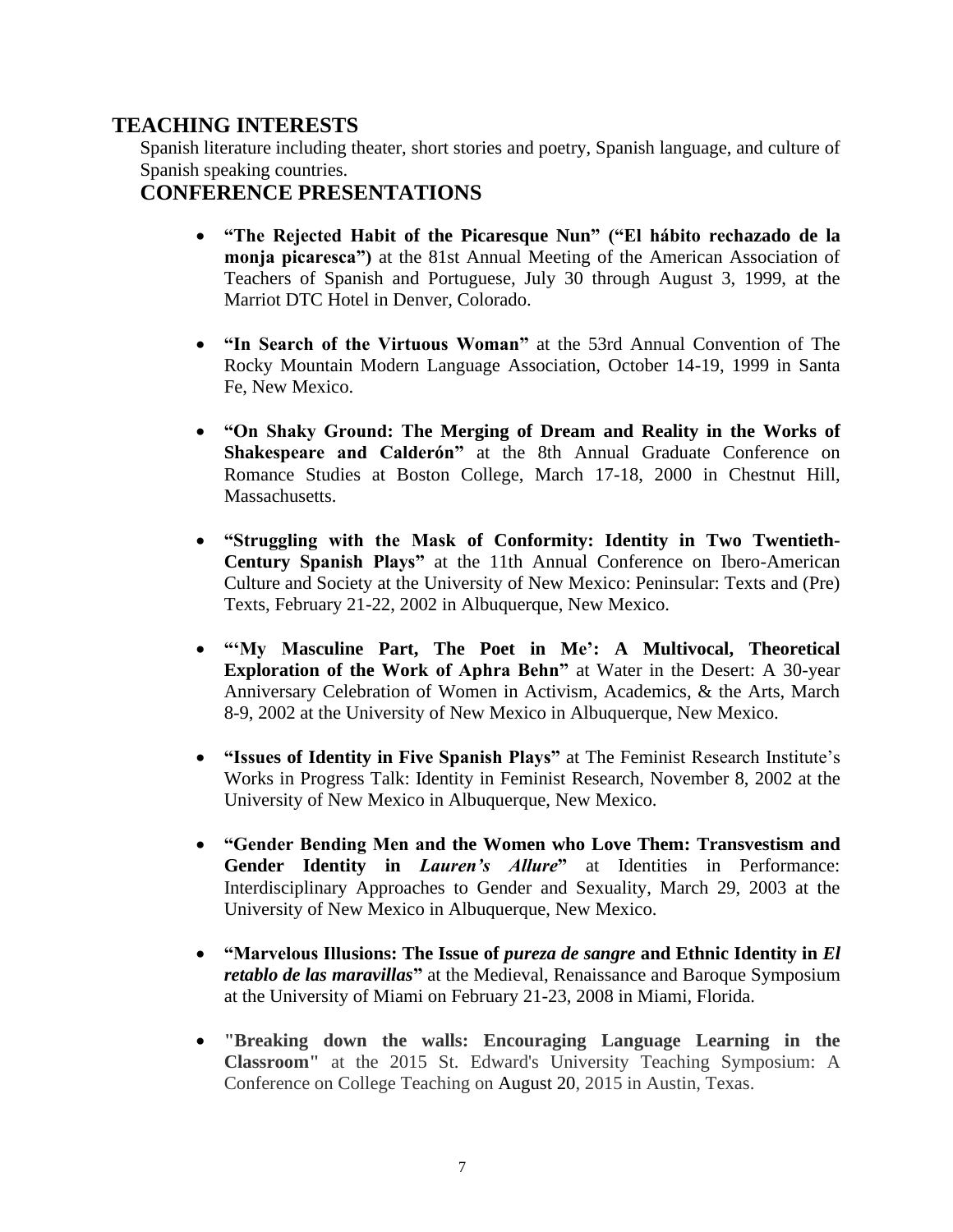## TEACHING INTERESTS

Spanish literature including theater, short stories and poetry, Spanish language, and culture of Spanish speaking countries.

## CONFERENCE PRESENTATIONS

- **"The Rejected Habit of the Picaresque Nun" ("El hábito rechazado de la monja picaresca")** at the 81st Annual Meeting of the American Association of Teachers of Spanish and Portuguese, July 30 through August 3, 1999, at the Marriot DTC Hotel in Denver, Colorado.

- **"In Search of the Virtuous Woman"** at the 53rd Annual Convention of The Rocky Mountain Modern Language Association, October 14-19, 1999 in Santa Fe, New Mexico.

- **"On Shaky Ground: The Merging of Dream and Reality in the Works of Shakespeare and Calderón"** at the 8th Annual Graduate Conference on Romance Studies at Boston College, March 17-18, 2000 in Chestnut Hill, Massachusetts.

- **"Struggling with the Mask of Conformity: Identity in Two Twentieth-Century Spanish Plays"** at the 11th Annual Conference on Ibero-American Culture and Society at the University of New Mexico: Peninsular: Texts and (Pre) Texts, February 21-22, 2002 in Albuquerque, New Mexico.

- **"'My Masculine Part, The Poet in Me': A Multivocal, Theoretical Exploration of the Work of Aphra Behn"** at Water in the Desert: A 30-year Anniversary Celebration of Women in Activism, Academics, & the Arts, March 8-9, 2002 at the University of New Mexico in Albuquerque, New Mexico.

- **"Issues of Identity in Five Spanish Plays"** at The Feminist Research Institute's Works in Progress Talk: Identity in Feminist Research, November 8, 2002 at the University of New Mexico in Albuquerque, New Mexico.

- **"Gender Bending Men and the Women who Love Them: Transvestism and Gender Identity in *Lauren's Allure*"** at Identities in Performance: Interdisciplinary Approaches to Gender and Sexuality, March 29, 2003 at the University of New Mexico in Albuquerque, New Mexico.

- **"Marvelous Illusions: The Issue of *pureza de sangre* and Ethnic Identity in *El retablo de las maravillas*"** at the Medieval, Renaissance and Baroque Symposium at the University of Miami on February 21-23, 2008 in Miami, Florida.

- **"Breaking down the walls: Encouraging Language Learning in the Classroom"** at the 2015 St. Edward's University Teaching Symposium: A Conference on College Teaching on August 20, 2015 in Austin, Texas.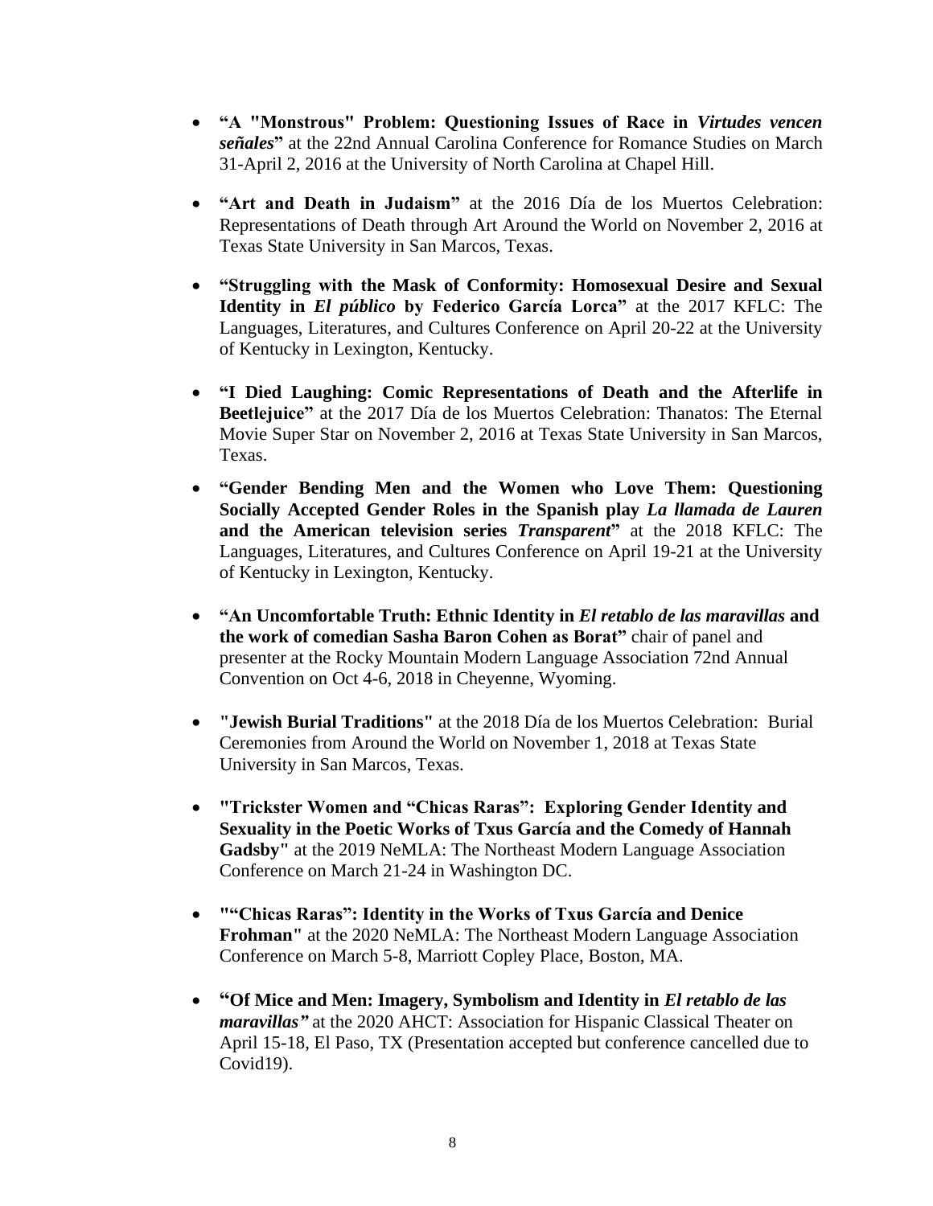- **"A "Monstrous" Problem: Questioning Issues of Race in *Virtudes vencen señales*"** at the 22nd Annual Carolina Conference for Romance Studies on March 31-April 2, 2016 at the University of North Carolina at Chapel Hill.

- **"Art and Death in Judaism"** at the 2016 Día de los Muertos Celebration: Representations of Death through Art Around the World on November 2, 2016 at Texas State University in San Marcos, Texas.

- **"Struggling with the Mask of Conformity: Homosexual Desire and Sexual Identity in *El público* by Federico García Lorca"** at the 2017 KFLC: The Languages, Literatures, and Cultures Conference on April 20-22 at the University of Kentucky in Lexington, Kentucky.

- **"I Died Laughing: Comic Representations of Death and the Afterlife in Beetlejuice"** at the 2017 Día de los Muertos Celebration: Thanatos: The Eternal Movie Super Star on November 2, 2016 at Texas State University in San Marcos, Texas.

- **"Gender Bending Men and the Women who Love Them: Questioning Socially Accepted Gender Roles in the Spanish play *La llamada de Lauren* and the American television series *Transparent*"** at the 2018 KFLC: The Languages, Literatures, and Cultures Conference on April 19-21 at the University of Kentucky in Lexington, Kentucky.

- **"An Uncomfortable Truth: Ethnic Identity in *El retablo de las maravillas* and the work of comedian Sasha Baron Cohen as Borat"** chair of panel and presenter at the Rocky Mountain Modern Language Association 72nd Annual Convention on Oct 4-6, 2018 in Cheyenne, Wyoming.

- **"Jewish Burial Traditions"** at the 2018 Día de los Muertos Celebration: Burial Ceremonies from Around the World on November 1, 2018 at Texas State University in San Marcos, Texas.

- **"Trickster Women and "Chicas Raras": Exploring Gender Identity and Sexuality in the Poetic Works of Txus García and the Comedy of Hannah Gadsby"** at the 2019 NeMLA: The Northeast Modern Language Association Conference on March 21-24 in Washington DC.

- **""Chicas Raras": Identity in the Works of Txus García and Denice Frohman"** at the 2020 NeMLA: The Northeast Modern Language Association Conference on March 5-8, Marriott Copley Place, Boston, MA.

- **"Of Mice and Men: Imagery, Symbolism and Identity in *El retablo de las maravillas"*** at the 2020 AHCT: Association for Hispanic Classical Theater on April 15-18, El Paso, TX (Presentation accepted but conference cancelled due to Covid19).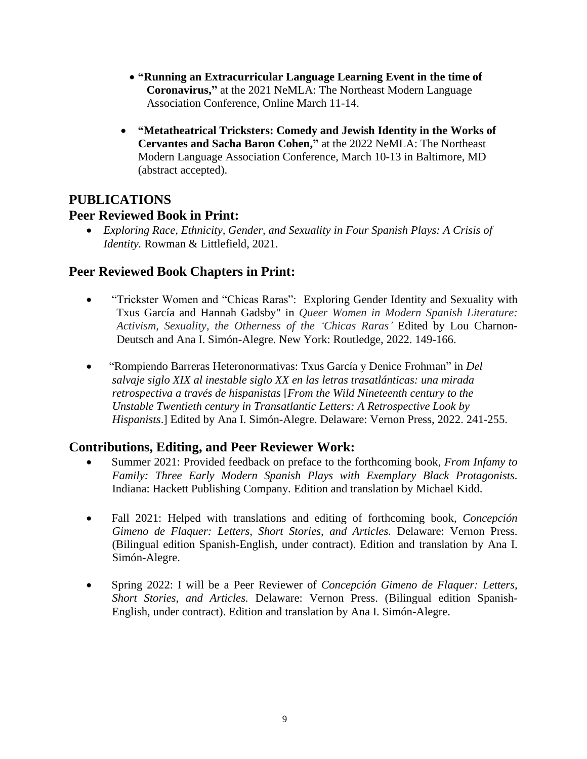- **"Running an Extracurricular Language Learning Event in the time of Coronavirus,"** at the 2021 NeMLA: The Northeast Modern Language Association Conference, Online March 11-14.

- **"Metatheatrical Tricksters: Comedy and Jewish Identity in the Works of Cervantes and Sacha Baron Cohen,"** at the 2022 NeMLA: The Northeast Modern Language Association Conference, March 10-13 in Baltimore, MD (abstract accepted).

## PUBLICATIONS

### Peer Reviewed Book in Print:

- *Exploring Race, Ethnicity, Gender, and Sexuality in Four Spanish Plays: A Crisis of Identity.* Rowman & Littlefield, 2021.

### Peer Reviewed Book Chapters in Print:

- "Trickster Women and "Chicas Raras": Exploring Gender Identity and Sexuality with Txus García and Hannah Gadsby" in *Queer Women in Modern Spanish Literature: Activism, Sexuality, the Otherness of the 'Chicas Raras'* Edited by Lou Charnon-Deutsch and Ana I. Simón-Alegre. New York: Routledge, 2022. 149-166.

- "Rompiendo Barreras Heteronormativas: Txus García y Denice Frohman" in *Del salvaje siglo XIX al inestable siglo XX en las letras trasatlánticas: una mirada retrospectiva a través de hispanistas* [*From the Wild Nineteenth century to the Unstable Twentieth century in Transatlantic Letters: A Retrospective Look by Hispanists*.] Edited by Ana I. Simón-Alegre. Delaware: Vernon Press, 2022. 241-255.

### Contributions, Editing, and Peer Reviewer Work:

- Summer 2021: Provided feedback on preface to the forthcoming book, *From Infamy to Family: Three Early Modern Spanish Plays with Exemplary Black Protagonists*. Indiana: Hackett Publishing Company. Edition and translation by Michael Kidd.

- Fall 2021: Helped with translations and editing of forthcoming book, *Concepción Gimeno de Flaquer: Letters, Short Stories, and Articles.* Delaware: Vernon Press. (Bilingual edition Spanish-English, under contract). Edition and translation by Ana I. Simón-Alegre.

- Spring 2022: I will be a Peer Reviewer of *Concepción Gimeno de Flaquer: Letters, Short Stories, and Articles.* Delaware: Vernon Press. (Bilingual edition Spanish-English, under contract). Edition and translation by Ana I. Simón-Alegre.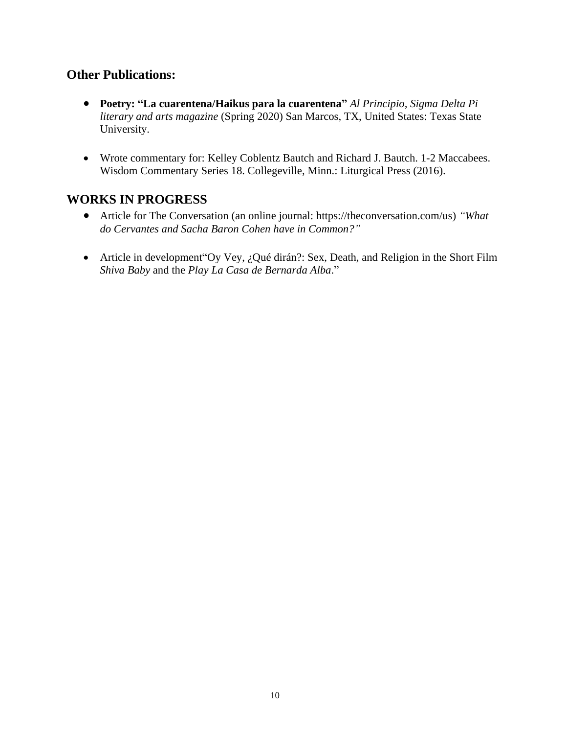## Other Publications:

- **Poetry: "La cuarentena/Haikus para la cuarentena"** *Al Principio, Sigma Delta Pi literary and arts magazine* (Spring 2020) San Marcos, TX, United States: Texas State University.

- Wrote commentary for: Kelley Coblentz Bautch and Richard J. Bautch. 1-2 Maccabees. Wisdom Commentary Series 18. Collegeville, Minn.: Liturgical Press (2016).

## WORKS IN PROGRESS

- Article for The Conversation (an online journal: https://theconversation.com/us) *"What do Cervantes and Sacha Baron Cohen have in Common?"*

- Article in development"Oy Vey, ¿Qué dirán?: Sex, Death, and Religion in the Short Film *Shiva Baby* and the *Play La Casa de Bernarda Alba*."